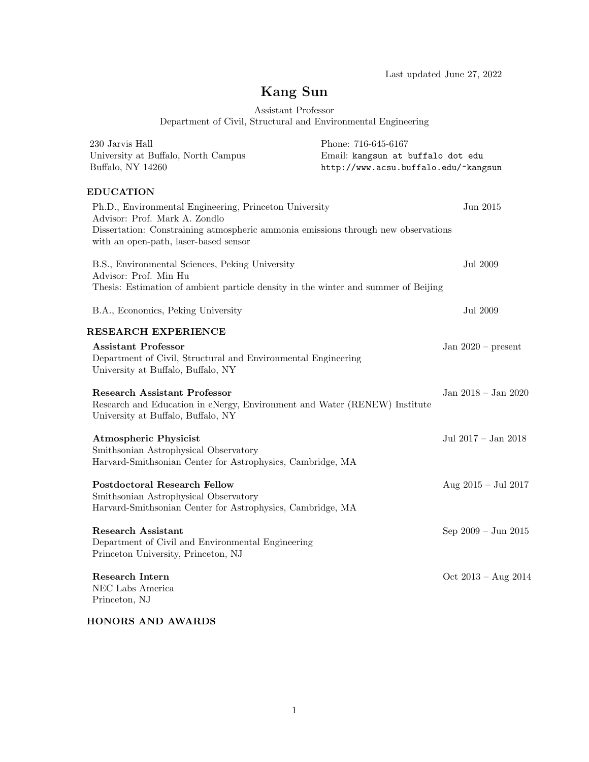Last updated June 27, 2022

# Kang Sun

Assistant Professor
Department of Civil, Structural and Environmental Engineering

230 Jarvis Hall
University at Buffalo, North Campus
Buffalo, NY 14260

Phone: 716-645-6167
Email: kangsun at buffalo dot edu
http://www.acsu.buffalo.edu/~kangsun

## EDUCATION

Ph.D., Environmental Engineering, Princeton University — Jun 2015
Advisor: Prof. Mark A. Zondlo
Dissertation: Constraining atmospheric ammonia emissions through new observations with an open-path, laser-based sensor

B.S., Environmental Sciences, Peking University — Jul 2009
Advisor: Prof. Min Hu
Thesis: Estimation of ambient particle density in the winter and summer of Beijing

B.A., Economics, Peking University — Jul 2009

## RESEARCH EXPERIENCE

**Assistant Professor** — Jan 2020 – present
Department of Civil, Structural and Environmental Engineering
University at Buffalo, Buffalo, NY

**Research Assistant Professor** — Jan 2018 – Jan 2020
Research and Education in eNergy, Environment and Water (RENEW) Institute
University at Buffalo, Buffalo, NY

**Atmospheric Physicist** — Jul 2017 – Jan 2018
Smithsonian Astrophysical Observatory
Harvard-Smithsonian Center for Astrophysics, Cambridge, MA

**Postdoctoral Research Fellow** — Aug 2015 – Jul 2017
Smithsonian Astrophysical Observatory
Harvard-Smithsonian Center for Astrophysics, Cambridge, MA

**Research Assistant** — Sep 2009 – Jun 2015
Department of Civil and Environmental Engineering
Princeton University, Princeton, NJ

**Research Intern** — Oct 2013 – Aug 2014
NEC Labs America
Princeton, NJ

## HONORS AND AWARDS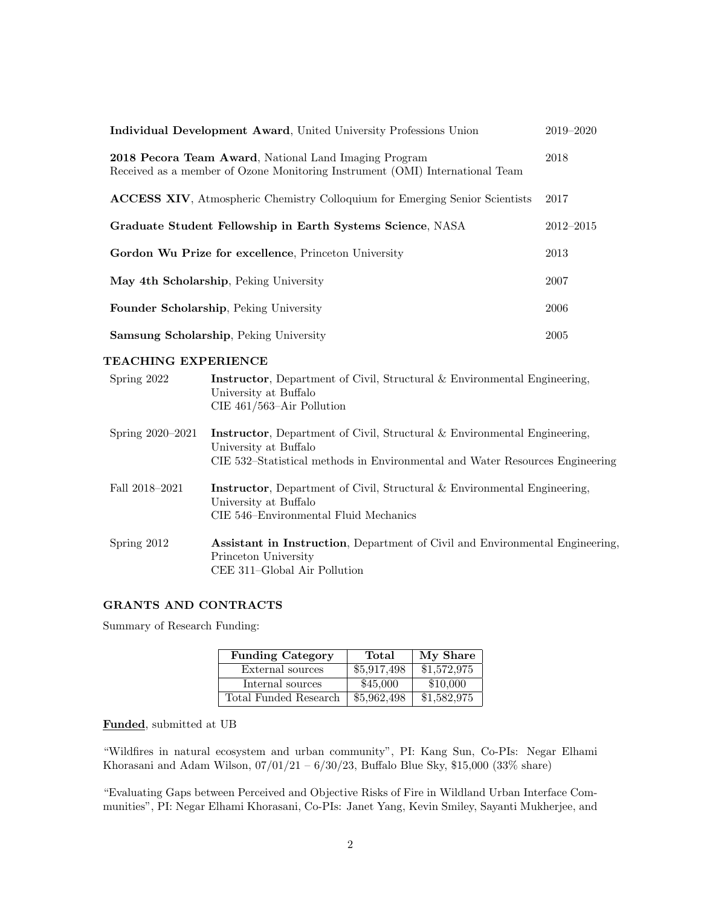**Individual Development Award**, United University Professions Union — 2019–2020

**2018 Pecora Team Award**, National Land Imaging Program — 2018
Received as a member of Ozone Monitoring Instrument (OMI) International Team

**ACCESS XIV**, Atmospheric Chemistry Colloquium for Emerging Senior Scientists — 2017

**Graduate Student Fellowship in Earth Systems Science**, NASA — 2012–2015

**Gordon Wu Prize for excellence**, Princeton University — 2013

**May 4th Scholarship**, Peking University — 2007

**Founder Scholarship**, Peking University — 2006

**Samsung Scholarship**, Peking University — 2005

## TEACHING EXPERIENCE

Spring 2022 — **Instructor**, Department of Civil, Structural & Environmental Engineering, University at Buffalo
CIE 461/563–Air Pollution

Spring 2020–2021 — **Instructor**, Department of Civil, Structural & Environmental Engineering, University at Buffalo
CIE 532–Statistical methods in Environmental and Water Resources Engineering

Fall 2018–2021 — **Instructor**, Department of Civil, Structural & Environmental Engineering, University at Buffalo
CIE 546–Environmental Fluid Mechanics

Spring 2012 — **Assistant in Instruction**, Department of Civil and Environmental Engineering, Princeton University
CEE 311–Global Air Pollution

## GRANTS AND CONTRACTS

Summary of Research Funding:

| Funding Category | Total | My Share |
|---|---|---|
| External sources | $5,917,498 | $1,572,975 |
| Internal sources | $45,000 | $10,000 |
| Total Funded Research | $5,962,498 | $1,582,975 |

**Funded**, submitted at UB

"Wildfires in natural ecosystem and urban community", PI: Kang Sun, Co-PIs: Negar Elhami Khorasani and Adam Wilson, 07/01/21 – 6/30/23, Buffalo Blue Sky, $15,000 (33% share)

"Evaluating Gaps between Perceived and Objective Risks of Fire in Wildland Urban Interface Communities", PI: Negar Elhami Khorasani, Co-PIs: Janet Yang, Kevin Smiley, Sayanti Mukherjee, and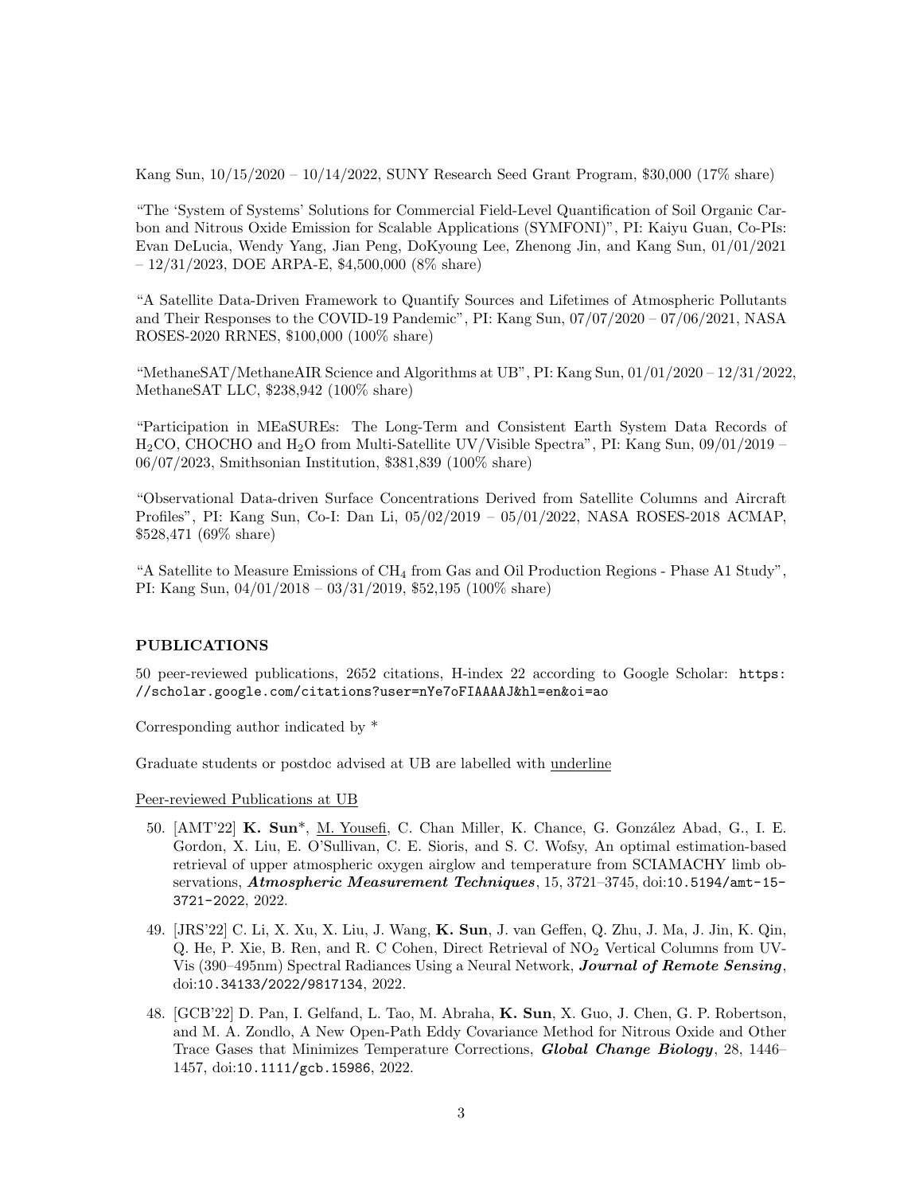Kang Sun, 10/15/2020 – 10/14/2022, SUNY Research Seed Grant Program, $30,000 (17% share)

"The 'System of Systems' Solutions for Commercial Field-Level Quantification of Soil Organic Carbon and Nitrous Oxide Emission for Scalable Applications (SYMFONI)", PI: Kaiyu Guan, Co-PIs: Evan DeLucia, Wendy Yang, Jian Peng, DoKyoung Lee, Zhenong Jin, and Kang Sun, 01/01/2021 – 12/31/2023, DOE ARPA-E, $4,500,000 (8% share)

"A Satellite Data-Driven Framework to Quantify Sources and Lifetimes of Atmospheric Pollutants and Their Responses to the COVID-19 Pandemic", PI: Kang Sun, 07/07/2020 – 07/06/2021, NASA ROSES-2020 RRNES, $100,000 (100% share)

"MethaneSAT/MethaneAIR Science and Algorithms at UB", PI: Kang Sun, 01/01/2020 – 12/31/2022, MethaneSAT LLC, $238,942 (100% share)

"Participation in MEaSUREs: The Long-Term and Consistent Earth System Data Records of $H_2CO$, CHOCHO and $H_2O$ from Multi-Satellite UV/Visible Spectra", PI: Kang Sun, 09/01/2019 – 06/07/2023, Smithsonian Institution, $381,839 (100% share)

"Observational Data-driven Surface Concentrations Derived from Satellite Columns and Aircraft Profiles", PI: Kang Sun, Co-I: Dan Li, 05/02/2019 – 05/01/2022, NASA ROSES-2018 ACMAP, $528,471 (69% share)

"A Satellite to Measure Emissions of $CH_4$ from Gas and Oil Production Regions - Phase A1 Study", PI: Kang Sun, 04/01/2018 – 03/31/2019, $52,195 (100% share)

## PUBLICATIONS

50 peer-reviewed publications, 2652 citations, H-index 22 according to Google Scholar: `https://scholar.google.com/citations?user=nYe7oFIAAAAJ&hl=en&oi=ao`

Corresponding author indicated by *

Graduate students or postdoc advised at UB are labelled with <u>underline</u>

<u>Peer-reviewed Publications at UB</u>

50. [AMT'22] **K. Sun***, <u>M. Yousefi</u>, C. Chan Miller, K. Chance, G. González Abad, G., I. E. Gordon, X. Liu, E. O'Sullivan, C. E. Sioris, and S. C. Wofsy, An optimal estimation-based retrieval of upper atmospheric oxygen airglow and temperature from SCIAMACHY limb observations, ***Atmospheric Measurement Techniques***, 15, 3721–3745, doi:`10.5194/amt-15-3721-2022`, 2022.

49. [JRS'22] C. Li, X. Xu, X. Liu, J. Wang, **K. Sun**, J. van Geffen, Q. Zhu, J. Ma, J. Jin, K. Qin, Q. He, P. Xie, B. Ren, and R. C Cohen, Direct Retrieval of $NO_2$ Vertical Columns from UV-Vis (390–495nm) Spectral Radiances Using a Neural Network, ***Journal of Remote Sensing***, doi:`10.34133/2022/9817134`, 2022.

48. [GCB'22] D. Pan, I. Gelfand, L. Tao, M. Abraha, **K. Sun**, X. Guo, J. Chen, G. P. Robertson, and M. A. Zondlo, A New Open-Path Eddy Covariance Method for Nitrous Oxide and Other Trace Gases that Minimizes Temperature Corrections, ***Global Change Biology***, 28, 1446–1457, doi:`10.1111/gcb.15986`, 2022.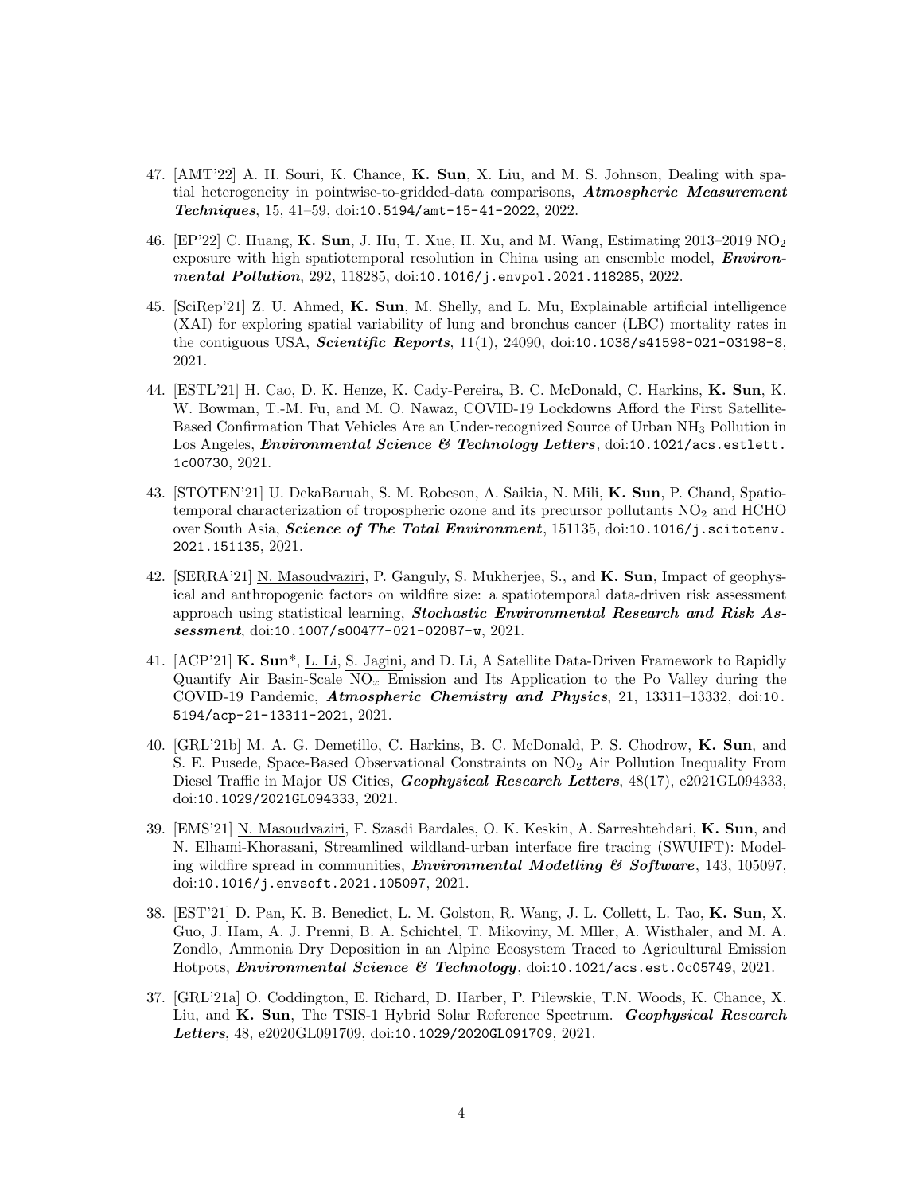47. [AMT'22] A. H. Souri, K. Chance, **K. Sun**, X. Liu, and M. S. Johnson, Dealing with spatial heterogeneity in pointwise-to-gridded-data comparisons, ***Atmospheric Measurement Techniques***, 15, 41–59, doi:10.5194/amt-15-41-2022, 2022.

46. [EP'22] C. Huang, **K. Sun**, J. Hu, T. Xue, H. Xu, and M. Wang, Estimating 2013–2019 $NO_2$ exposure with high spatiotemporal resolution in China using an ensemble model, ***Environmental Pollution***, 292, 118285, doi:10.1016/j.envpol.2021.118285, 2022.

45. [SciRep'21] Z. U. Ahmed, **K. Sun**, M. Shelly, and L. Mu, Explainable artificial intelligence (XAI) for exploring spatial variability of lung and bronchus cancer (LBC) mortality rates in the contiguous USA, ***Scientific Reports***, 11(1), 24090, doi:10.1038/s41598-021-03198-8, 2021.

44. [ESTL'21] H. Cao, D. K. Henze, K. Cady-Pereira, B. C. McDonald, C. Harkins, **K. Sun**, K. W. Bowman, T.-M. Fu, and M. O. Nawaz, COVID-19 Lockdowns Afford the First Satellite-Based Confirmation That Vehicles Are an Under-recognized Source of Urban $NH_3$ Pollution in Los Angeles, ***Environmental Science & Technology Letters***, doi:10.1021/acs.estlett.1c00730, 2021.

43. [STOTEN'21] U. DekaBaruah, S. M. Robeson, A. Saikia, N. Mili, **K. Sun**, P. Chand, Spatiotemporal characterization of tropospheric ozone and its precursor pollutants $NO_2$ and HCHO over South Asia, ***Science of The Total Environment***, 151135, doi:10.1016/j.scitotenv.2021.151135, 2021.

42. [SERRA'21] N. Masoudvaziri, P. Ganguly, S. Mukherjee, S., and **K. Sun**, Impact of geophysical and anthropogenic factors on wildfire size: a spatiotemporal data-driven risk assessment approach using statistical learning, ***Stochastic Environmental Research and Risk Assessment***, doi:10.1007/s00477-021-02087-w, 2021.

41. [ACP'21] **K. Sun***, L. Li, S. Jagini, and D. Li, A Satellite Data-Driven Framework to Rapidly Quantify Air Basin-Scale $NO_x$ Emission and Its Application to the Po Valley during the COVID-19 Pandemic, ***Atmospheric Chemistry and Physics***, 21, 13311–13332, doi:10.5194/acp-21-13311-2021, 2021.

40. [GRL'21b] M. A. G. Demetillo, C. Harkins, B. C. McDonald, P. S. Chodrow, **K. Sun**, and S. E. Pusede, Space-Based Observational Constraints on $NO_2$ Air Pollution Inequality From Diesel Traffic in Major US Cities, ***Geophysical Research Letters***, 48(17), e2021GL094333, doi:10.1029/2021GL094333, 2021.

39. [EMS'21] N. Masoudvaziri, F. Szasdi Bardales, O. K. Keskin, A. Sarreshtehdari, **K. Sun**, and N. Elhami-Khorasani, Streamlined wildland-urban interface fire tracing (SWUIFT): Modeling wildfire spread in communities, ***Environmental Modelling & Software***, 143, 105097, doi:10.1016/j.envsoft.2021.105097, 2021.

38. [EST'21] D. Pan, K. B. Benedict, L. M. Golston, R. Wang, J. L. Collett, L. Tao, **K. Sun**, X. Guo, J. Ham, A. J. Prenni, B. A. Schichtel, T. Mikoviny, M. Mller, A. Wisthaler, and M. A. Zondlo, Ammonia Dry Deposition in an Alpine Ecosystem Traced to Agricultural Emission Hotpots, ***Environmental Science & Technology***, doi:10.1021/acs.est.0c05749, 2021.

37. [GRL'21a] O. Coddington, E. Richard, D. Harber, P. Pilewskie, T.N. Woods, K. Chance, X. Liu, and **K. Sun**, The TSIS-1 Hybrid Solar Reference Spectrum. ***Geophysical Research Letters***, 48, e2020GL091709, doi:10.1029/2020GL091709, 2021.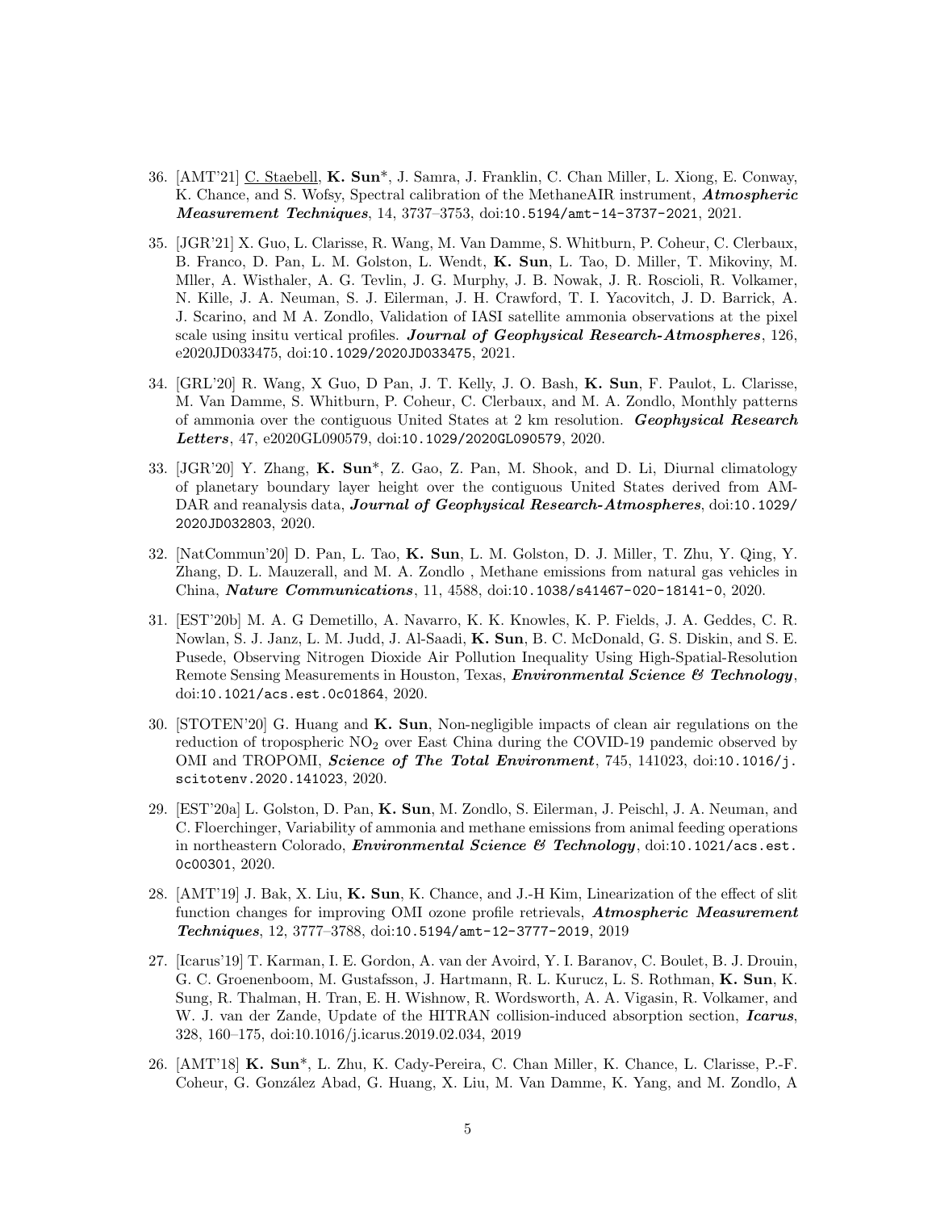36. [AMT'21] C. Staebell, **K. Sun***, J. Samra, J. Franklin, C. Chan Miller, L. Xiong, E. Conway, K. Chance, and S. Wofsy, Spectral calibration of the MethaneAIR instrument, ***Atmospheric Measurement Techniques***, 14, 3737–3753, doi:10.5194/amt-14-3737-2021, 2021.

35. [JGR'21] X. Guo, L. Clarisse, R. Wang, M. Van Damme, S. Whitburn, P. Coheur, C. Clerbaux, B. Franco, D. Pan, L. M. Golston, L. Wendt, **K. Sun**, L. Tao, D. Miller, T. Mikoviny, M. Mller, A. Wisthaler, A. G. Tevlin, J. G. Murphy, J. B. Nowak, J. R. Roscioli, R. Volkamer, N. Kille, J. A. Neuman, S. J. Eilerman, J. H. Crawford, T. I. Yacovitch, J. D. Barrick, A. J. Scarino, and M A. Zondlo, Validation of IASI satellite ammonia observations at the pixel scale using insitu vertical profiles. ***Journal of Geophysical Research-Atmospheres***, 126, e2020JD033475, doi:10.1029/2020JD033475, 2021.

34. [GRL'20] R. Wang, X Guo, D Pan, J. T. Kelly, J. O. Bash, **K. Sun**, F. Paulot, L. Clarisse, M. Van Damme, S. Whitburn, P. Coheur, C. Clerbaux, and M. A. Zondlo, Monthly patterns of ammonia over the contiguous United States at 2 km resolution. ***Geophysical Research Letters***, 47, e2020GL090579, doi:10.1029/2020GL090579, 2020.

33. [JGR'20] Y. Zhang, **K. Sun***, Z. Gao, Z. Pan, M. Shook, and D. Li, Diurnal climatology of planetary boundary layer height over the contiguous United States derived from AMDAR and reanalysis data, ***Journal of Geophysical Research-Atmospheres***, doi:10.1029/2020JD032803, 2020.

32. [NatCommun'20] D. Pan, L. Tao, **K. Sun**, L. M. Golston, D. J. Miller, T. Zhu, Y. Qing, Y. Zhang, D. L. Mauzerall, and M. A. Zondlo , Methane emissions from natural gas vehicles in China, ***Nature Communications***, 11, 4588, doi:10.1038/s41467-020-18141-0, 2020.

31. [EST'20b] M. A. G Demetillo, A. Navarro, K. K. Knowles, K. P. Fields, J. A. Geddes, C. R. Nowlan, S. J. Janz, L. M. Judd, J. Al-Saadi, **K. Sun**, B. C. McDonald, G. S. Diskin, and S. E. Pusede, Observing Nitrogen Dioxide Air Pollution Inequality Using High-Spatial-Resolution Remote Sensing Measurements in Houston, Texas, ***Environmental Science & Technology***, doi:10.1021/acs.est.0c01864, 2020.

30. [STOTEN'20] G. Huang and **K. Sun**, Non-negligible impacts of clean air regulations on the reduction of tropospheric $NO_2$ over East China during the COVID-19 pandemic observed by OMI and TROPOMI, ***Science of The Total Environment***, 745, 141023, doi:10.1016/j.scitotenv.2020.141023, 2020.

29. [EST'20a] L. Golston, D. Pan, **K. Sun**, M. Zondlo, S. Eilerman, J. Peischl, J. A. Neuman, and C. Floerchinger, Variability of ammonia and methane emissions from animal feeding operations in northeastern Colorado, ***Environmental Science & Technology***, doi:10.1021/acs.est.0c00301, 2020.

28. [AMT'19] J. Bak, X. Liu, **K. Sun**, K. Chance, and J.-H Kim, Linearization of the effect of slit function changes for improving OMI ozone profile retrievals, ***Atmospheric Measurement Techniques***, 12, 3777–3788, doi:10.5194/amt-12-3777-2019, 2019

27. [Icarus'19] T. Karman, I. E. Gordon, A. van der Avoird, Y. I. Baranov, C. Boulet, B. J. Drouin, G. C. Groenenboom, M. Gustafsson, J. Hartmann, R. L. Kurucz, L. S. Rothman, **K. Sun**, K. Sung, R. Thalman, H. Tran, E. H. Wishnow, R. Wordsworth, A. A. Vigasin, R. Volkamer, and W. J. van der Zande, Update of the HITRAN collision-induced absorption section, ***Icarus***, 328, 160–175, doi:10.1016/j.icarus.2019.02.034, 2019

26. [AMT'18] **K. Sun***, L. Zhu, K. Cady-Pereira, C. Chan Miller, K. Chance, L. Clarisse, P.-F. Coheur, G. González Abad, G. Huang, X. Liu, M. Van Damme, K. Yang, and M. Zondlo, A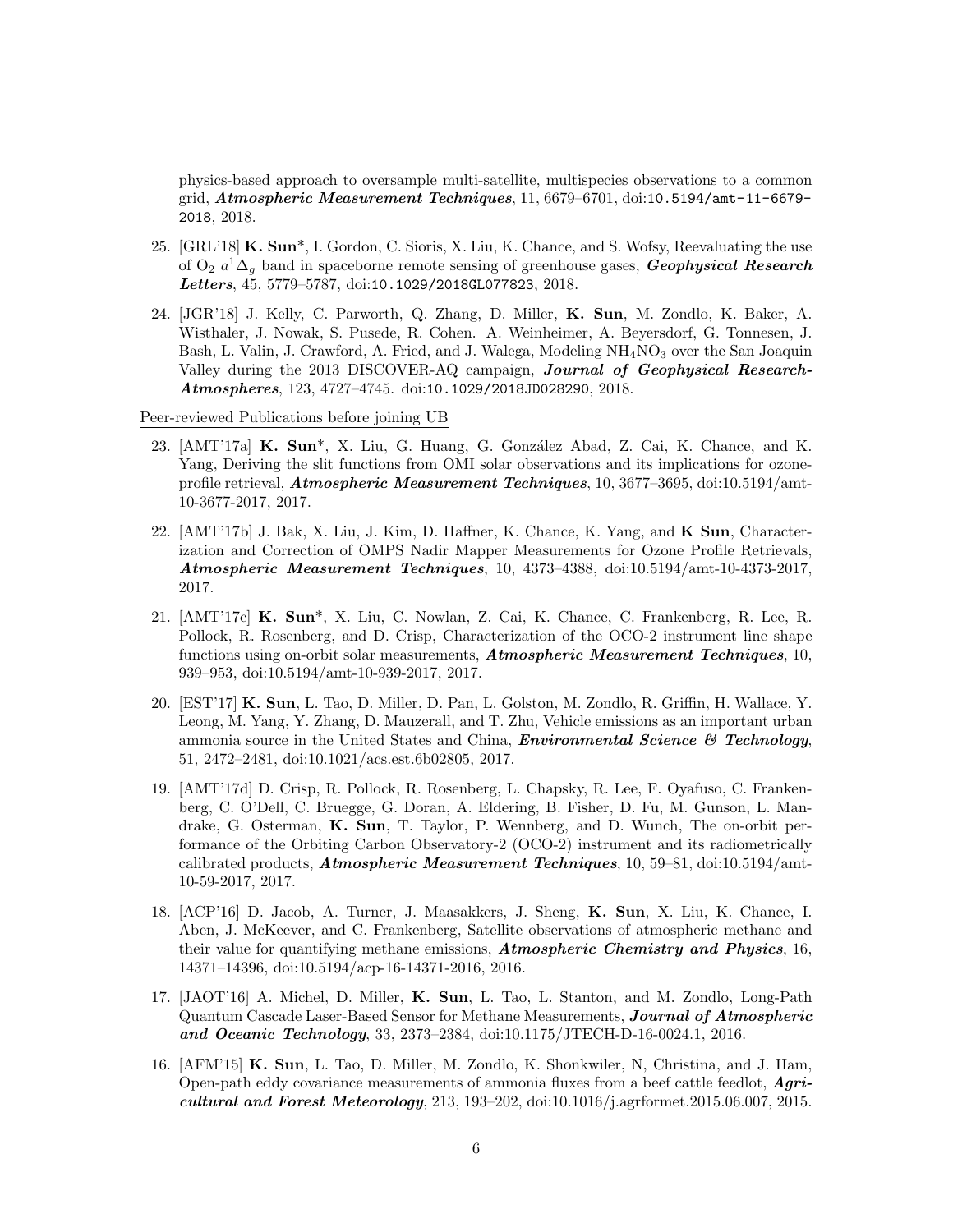physics-based approach to oversample multi-satellite, multispecies observations to a common grid, ***Atmospheric Measurement Techniques***, 11, 6679–6701, doi:10.5194/amt-11-6679-2018, 2018.

25. [GRL'18] **K. Sun***, I. Gordon, C. Sioris, X. Liu, K. Chance, and S. Wofsy, Reevaluating the use of $O_2$ $a^1\Delta_g$ band in spaceborne remote sensing of greenhouse gases, ***Geophysical Research Letters***, 45, 5779–5787, doi:10.1029/2018GL077823, 2018.

24. [JGR'18] J. Kelly, C. Parworth, Q. Zhang, D. Miller, **K. Sun**, M. Zondlo, K. Baker, A. Wisthaler, J. Nowak, S. Pusede, R. Cohen. A. Weinheimer, A. Beyersdorf, G. Tonnesen, J. Bash, L. Valin, J. Crawford, A. Fried, and J. Walega, Modeling $NH_4NO_3$ over the San Joaquin Valley during the 2013 DISCOVER-AQ campaign, ***Journal of Geophysical Research-Atmospheres***, 123, 4727–4745. doi:10.1029/2018JD028290, 2018.

Peer-reviewed Publications before joining UB

23. [AMT'17a] **K. Sun***, X. Liu, G. Huang, G. González Abad, Z. Cai, K. Chance, and K. Yang, Deriving the slit functions from OMI solar observations and its implications for ozone-profile retrieval, ***Atmospheric Measurement Techniques***, 10, 3677–3695, doi:10.5194/amt-10-3677-2017, 2017.

22. [AMT'17b] J. Bak, X. Liu, J. Kim, D. Haffner, K. Chance, K. Yang, and **K Sun**, Characterization and Correction of OMPS Nadir Mapper Measurements for Ozone Profile Retrievals, ***Atmospheric Measurement Techniques***, 10, 4373–4388, doi:10.5194/amt-10-4373-2017, 2017.

21. [AMT'17c] **K. Sun***, X. Liu, C. Nowlan, Z. Cai, K. Chance, C. Frankenberg, R. Lee, R. Pollock, R. Rosenberg, and D. Crisp, Characterization of the OCO-2 instrument line shape functions using on-orbit solar measurements, ***Atmospheric Measurement Techniques***, 10, 939–953, doi:10.5194/amt-10-939-2017, 2017.

20. [EST'17] **K. Sun**, L. Tao, D. Miller, D. Pan, L. Golston, M. Zondlo, R. Griffin, H. Wallace, Y. Leong, M. Yang, Y. Zhang, D. Mauzerall, and T. Zhu, Vehicle emissions as an important urban ammonia source in the United States and China, ***Environmental Science & Technology***, 51, 2472–2481, doi:10.1021/acs.est.6b02805, 2017.

19. [AMT'17d] D. Crisp, R. Pollock, R. Rosenberg, L. Chapsky, R. Lee, F. Oyafuso, C. Frankenberg, C. O'Dell, C. Bruegge, G. Doran, A. Eldering, B. Fisher, D. Fu, M. Gunson, L. Mandrake, G. Osterman, **K. Sun**, T. Taylor, P. Wennberg, and D. Wunch, The on-orbit performance of the Orbiting Carbon Observatory-2 (OCO-2) instrument and its radiometrically calibrated products, ***Atmospheric Measurement Techniques***, 10, 59–81, doi:10.5194/amt-10-59-2017, 2017.

18. [ACP'16] D. Jacob, A. Turner, J. Maasakkers, J. Sheng, **K. Sun**, X. Liu, K. Chance, I. Aben, J. McKeever, and C. Frankenberg, Satellite observations of atmospheric methane and their value for quantifying methane emissions, ***Atmospheric Chemistry and Physics***, 16, 14371–14396, doi:10.5194/acp-16-14371-2016, 2016.

17. [JAOT'16] A. Michel, D. Miller, **K. Sun**, L. Tao, L. Stanton, and M. Zondlo, Long-Path Quantum Cascade Laser-Based Sensor for Methane Measurements, ***Journal of Atmospheric and Oceanic Technology***, 33, 2373–2384, doi:10.1175/JTECH-D-16-0024.1, 2016.

16. [AFM'15] **K. Sun**, L. Tao, D. Miller, M. Zondlo, K. Shonkwiler, N, Christina, and J. Ham, Open-path eddy covariance measurements of ammonia fluxes from a beef cattle feedlot, ***Agricultural and Forest Meteorology***, 213, 193–202, doi:10.1016/j.agrformet.2015.06.007, 2015.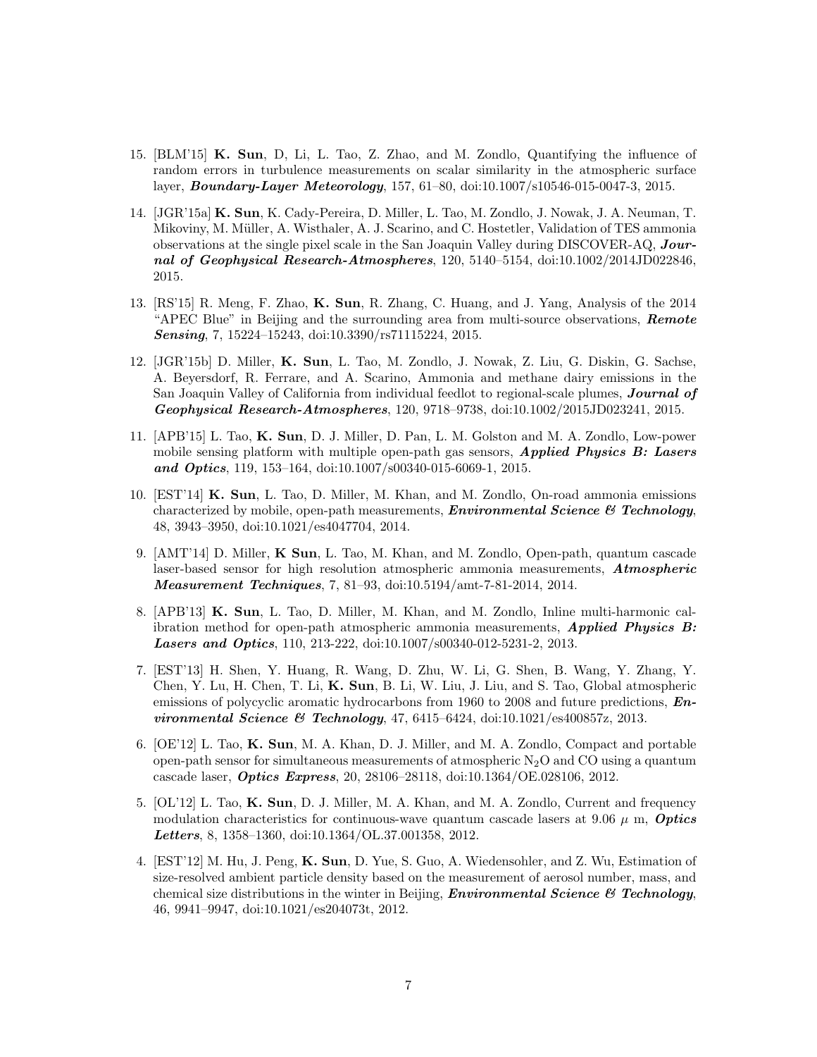15. [BLM'15] **K. Sun**, D, Li, L. Tao, Z. Zhao, and M. Zondlo, Quantifying the influence of random errors in turbulence measurements on scalar similarity in the atmospheric surface layer, ***Boundary-Layer Meteorology***, 157, 61–80, doi:10.1007/s10546-015-0047-3, 2015.

14. [JGR'15a] **K. Sun**, K. Cady-Pereira, D. Miller, L. Tao, M. Zondlo, J. Nowak, J. A. Neuman, T. Mikoviny, M. Müller, A. Wisthaler, A. J. Scarino, and C. Hostetler, Validation of TES ammonia observations at the single pixel scale in the San Joaquin Valley during DISCOVER-AQ, ***Journal of Geophysical Research-Atmospheres***, 120, 5140–5154, doi:10.1002/2014JD022846, 2015.

13. [RS'15] R. Meng, F. Zhao, **K. Sun**, R. Zhang, C. Huang, and J. Yang, Analysis of the 2014 "APEC Blue" in Beijing and the surrounding area from multi-source observations, ***Remote Sensing***, 7, 15224–15243, doi:10.3390/rs71115224, 2015.

12. [JGR'15b] D. Miller, **K. Sun**, L. Tao, M. Zondlo, J. Nowak, Z. Liu, G. Diskin, G. Sachse, A. Beyersdorf, R. Ferrare, and A. Scarino, Ammonia and methane dairy emissions in the San Joaquin Valley of California from individual feedlot to regional-scale plumes, ***Journal of Geophysical Research-Atmospheres***, 120, 9718–9738, doi:10.1002/2015JD023241, 2015.

11. [APB'15] L. Tao, **K. Sun**, D. J. Miller, D. Pan, L. M. Golston and M. A. Zondlo, Low-power mobile sensing platform with multiple open-path gas sensors, ***Applied Physics B: Lasers and Optics***, 119, 153–164, doi:10.1007/s00340-015-6069-1, 2015.

10. [EST'14] **K. Sun**, L. Tao, D. Miller, M. Khan, and M. Zondlo, On-road ammonia emissions characterized by mobile, open-path measurements, ***Environmental Science & Technology***, 48, 3943–3950, doi:10.1021/es4047704, 2014.

9. [AMT'14] D. Miller, **K Sun**, L. Tao, M. Khan, and M. Zondlo, Open-path, quantum cascade laser-based sensor for high resolution atmospheric ammonia measurements, ***Atmospheric Measurement Techniques***, 7, 81–93, doi:10.5194/amt-7-81-2014, 2014.

8. [APB'13] **K. Sun**, L. Tao, D. Miller, M. Khan, and M. Zondlo, Inline multi-harmonic calibration method for open-path atmospheric ammonia measurements, ***Applied Physics B: Lasers and Optics***, 110, 213-222, doi:10.1007/s00340-012-5231-2, 2013.

7. [EST'13] H. Shen, Y. Huang, R. Wang, D. Zhu, W. Li, G. Shen, B. Wang, Y. Zhang, Y. Chen, Y. Lu, H. Chen, T. Li, **K. Sun**, B. Li, W. Liu, J. Liu, and S. Tao, Global atmospheric emissions of polycyclic aromatic hydrocarbons from 1960 to 2008 and future predictions, ***Environmental Science & Technology***, 47, 6415–6424, doi:10.1021/es400857z, 2013.

6. [OE'12] L. Tao, **K. Sun**, M. A. Khan, D. J. Miller, and M. A. Zondlo, Compact and portable open-path sensor for simultaneous measurements of atmospheric $N_2O$ and CO using a quantum cascade laser, ***Optics Express***, 20, 28106–28118, doi:10.1364/OE.028106, 2012.

5. [OL'12] L. Tao, **K. Sun**, D. J. Miller, M. A. Khan, and M. A. Zondlo, Current and frequency modulation characteristics for continuous-wave quantum cascade lasers at 9.06 $\mu$ m, ***Optics Letters***, 8, 1358–1360, doi:10.1364/OL.37.001358, 2012.

4. [EST'12] M. Hu, J. Peng, **K. Sun**, D. Yue, S. Guo, A. Wiedensohler, and Z. Wu, Estimation of size-resolved ambient particle density based on the measurement of aerosol number, mass, and chemical size distributions in the winter in Beijing, ***Environmental Science & Technology***, 46, 9941–9947, doi:10.1021/es204073t, 2012.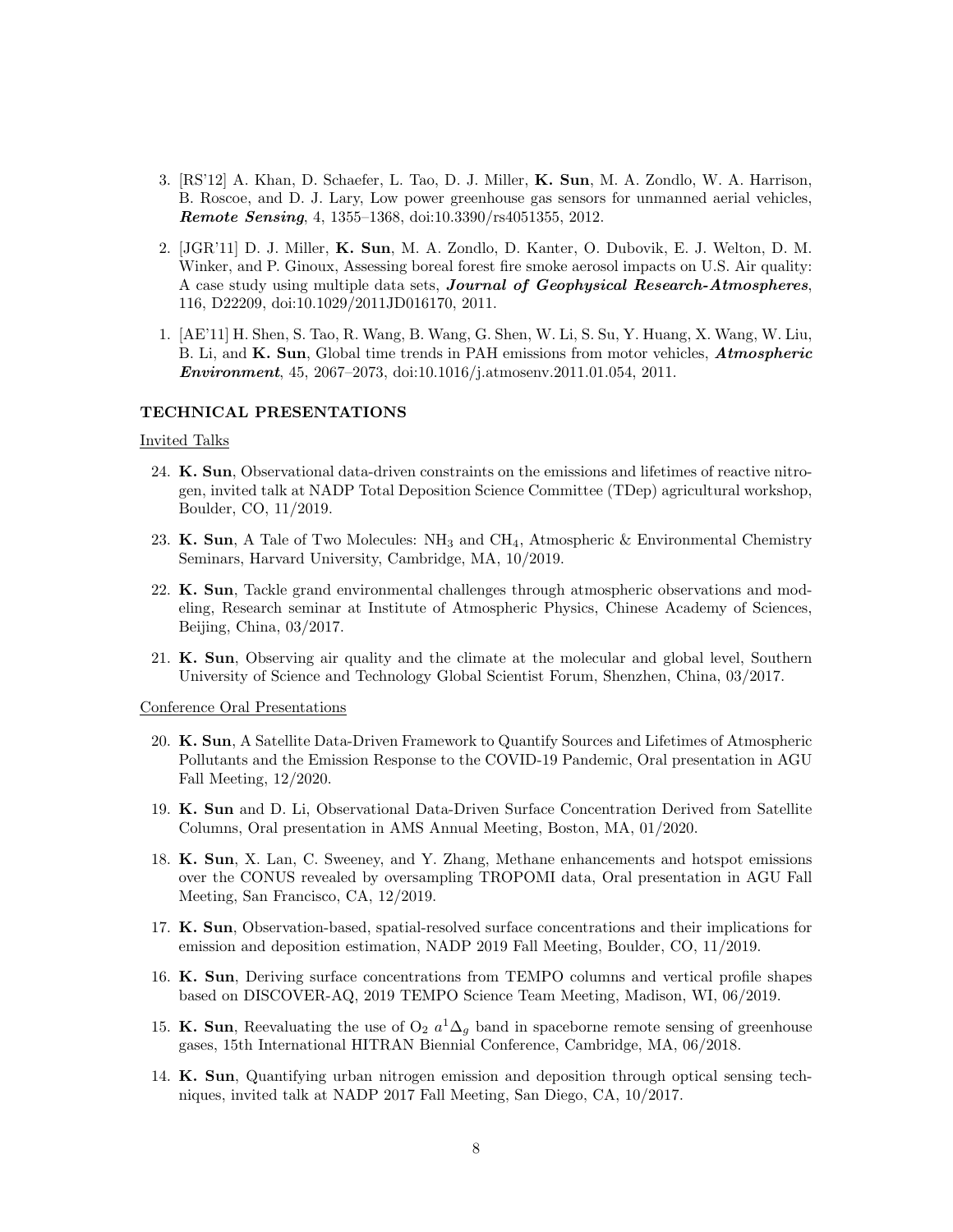3. [RS'12] A. Khan, D. Schaefer, L. Tao, D. J. Miller, **K. Sun**, M. A. Zondlo, W. A. Harrison, B. Roscoe, and D. J. Lary, Low power greenhouse gas sensors for unmanned aerial vehicles, ***Remote Sensing***, 4, 1355–1368, doi:10.3390/rs4051355, 2012.

2. [JGR'11] D. J. Miller, **K. Sun**, M. A. Zondlo, D. Kanter, O. Dubovik, E. J. Welton, D. M. Winker, and P. Ginoux, Assessing boreal forest fire smoke aerosol impacts on U.S. Air quality: A case study using multiple data sets, ***Journal of Geophysical Research-Atmospheres***, 116, D22209, doi:10.1029/2011JD016170, 2011.

1. [AE'11] H. Shen, S. Tao, R. Wang, B. Wang, G. Shen, W. Li, S. Su, Y. Huang, X. Wang, W. Liu, B. Li, and **K. Sun**, Global time trends in PAH emissions from motor vehicles, ***Atmospheric Environment***, 45, 2067–2073, doi:10.1016/j.atmosenv.2011.01.054, 2011.

### TECHNICAL PRESENTATIONS

Invited Talks

24. **K. Sun**, Observational data-driven constraints on the emissions and lifetimes of reactive nitrogen, invited talk at NADP Total Deposition Science Committee (TDep) agricultural workshop, Boulder, CO, 11/2019.

23. **K. Sun**, A Tale of Two Molecules: $NH_3$ and $CH_4$, Atmospheric & Environmental Chemistry Seminars, Harvard University, Cambridge, MA, 10/2019.

22. **K. Sun**, Tackle grand environmental challenges through atmospheric observations and modeling, Research seminar at Institute of Atmospheric Physics, Chinese Academy of Sciences, Beijing, China, 03/2017.

21. **K. Sun**, Observing air quality and the climate at the molecular and global level, Southern University of Science and Technology Global Scientist Forum, Shenzhen, China, 03/2017.

Conference Oral Presentations

20. **K. Sun**, A Satellite Data-Driven Framework to Quantify Sources and Lifetimes of Atmospheric Pollutants and the Emission Response to the COVID-19 Pandemic, Oral presentation in AGU Fall Meeting, 12/2020.

19. **K. Sun** and D. Li, Observational Data-Driven Surface Concentration Derived from Satellite Columns, Oral presentation in AMS Annual Meeting, Boston, MA, 01/2020.

18. **K. Sun**, X. Lan, C. Sweeney, and Y. Zhang, Methane enhancements and hotspot emissions over the CONUS revealed by oversampling TROPOMI data, Oral presentation in AGU Fall Meeting, San Francisco, CA, 12/2019.

17. **K. Sun**, Observation-based, spatial-resolved surface concentrations and their implications for emission and deposition estimation, NADP 2019 Fall Meeting, Boulder, CO, 11/2019.

16. **K. Sun**, Deriving surface concentrations from TEMPO columns and vertical profile shapes based on DISCOVER-AQ, 2019 TEMPO Science Team Meeting, Madison, WI, 06/2019.

15. **K. Sun**, Reevaluating the use of $O_2$ $a^1\Delta_g$ band in spaceborne remote sensing of greenhouse gases, 15th International HITRAN Biennial Conference, Cambridge, MA, 06/2018.

14. **K. Sun**, Quantifying urban nitrogen emission and deposition through optical sensing techniques, invited talk at NADP 2017 Fall Meeting, San Diego, CA, 10/2017.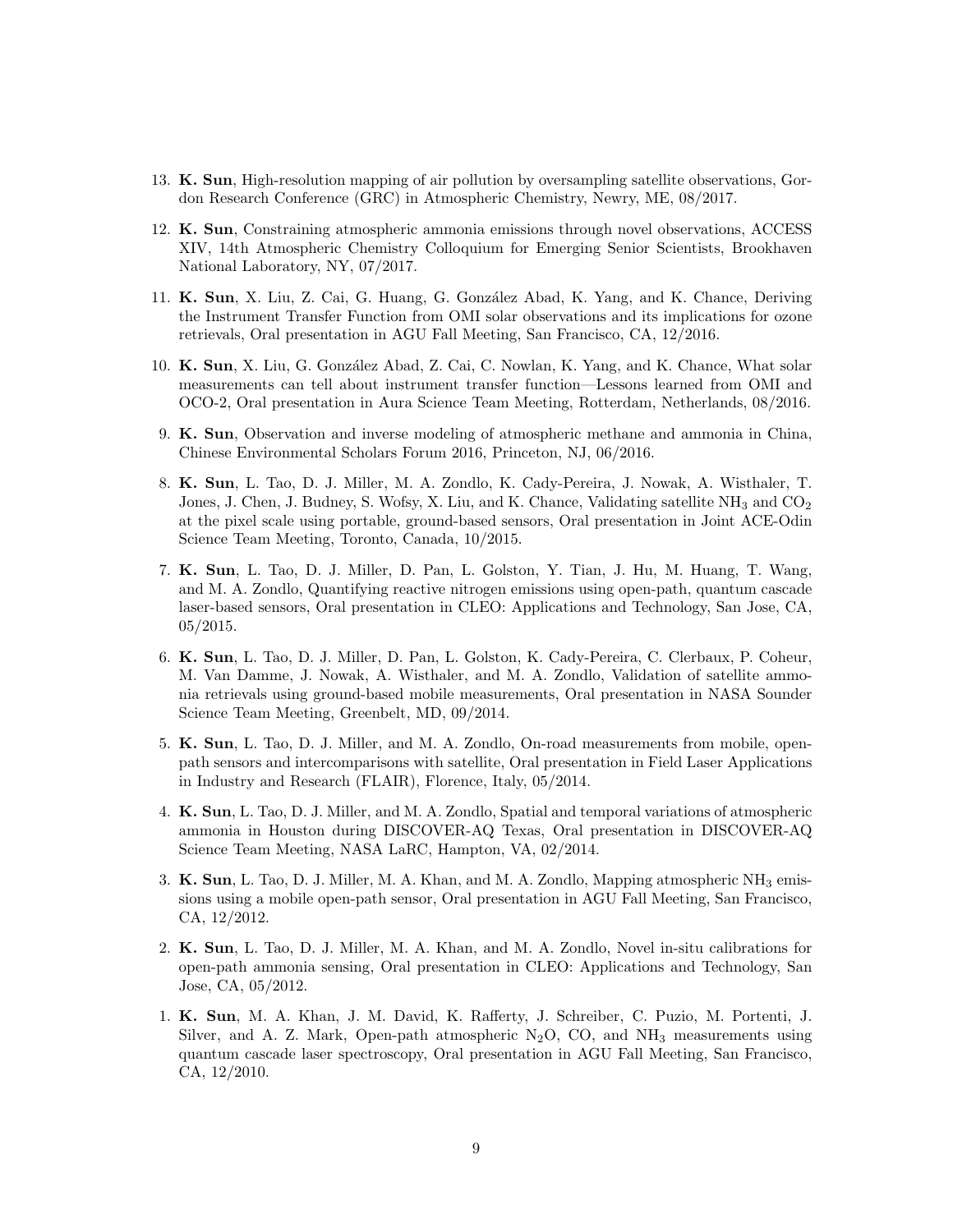13. **K. Sun**, High-resolution mapping of air pollution by oversampling satellite observations, Gordon Research Conference (GRC) in Atmospheric Chemistry, Newry, ME, 08/2017.

12. **K. Sun**, Constraining atmospheric ammonia emissions through novel observations, ACCESS XIV, 14th Atmospheric Chemistry Colloquium for Emerging Senior Scientists, Brookhaven National Laboratory, NY, 07/2017.

11. **K. Sun**, X. Liu, Z. Cai, G. Huang, G. González Abad, K. Yang, and K. Chance, Deriving the Instrument Transfer Function from OMI solar observations and its implications for ozone retrievals, Oral presentation in AGU Fall Meeting, San Francisco, CA, 12/2016.

10. **K. Sun**, X. Liu, G. González Abad, Z. Cai, C. Nowlan, K. Yang, and K. Chance, What solar measurements can tell about instrument transfer function—Lessons learned from OMI and OCO-2, Oral presentation in Aura Science Team Meeting, Rotterdam, Netherlands, 08/2016.

9. **K. Sun**, Observation and inverse modeling of atmospheric methane and ammonia in China, Chinese Environmental Scholars Forum 2016, Princeton, NJ, 06/2016.

8. **K. Sun**, L. Tao, D. J. Miller, M. A. Zondlo, K. Cady-Pereira, J. Nowak, A. Wisthaler, T. Jones, J. Chen, J. Budney, S. Wofsy, X. Liu, and K. Chance, Validating satellite $NH_3$ and $CO_2$ at the pixel scale using portable, ground-based sensors, Oral presentation in Joint ACE-Odin Science Team Meeting, Toronto, Canada, 10/2015.

7. **K. Sun**, L. Tao, D. J. Miller, D. Pan, L. Golston, Y. Tian, J. Hu, M. Huang, T. Wang, and M. A. Zondlo, Quantifying reactive nitrogen emissions using open-path, quantum cascade laser-based sensors, Oral presentation in CLEO: Applications and Technology, San Jose, CA, 05/2015.

6. **K. Sun**, L. Tao, D. J. Miller, D. Pan, L. Golston, K. Cady-Pereira, C. Clerbaux, P. Coheur, M. Van Damme, J. Nowak, A. Wisthaler, and M. A. Zondlo, Validation of satellite ammonia retrievals using ground-based mobile measurements, Oral presentation in NASA Sounder Science Team Meeting, Greenbelt, MD, 09/2014.

5. **K. Sun**, L. Tao, D. J. Miller, and M. A. Zondlo, On-road measurements from mobile, open-path sensors and intercomparisons with satellite, Oral presentation in Field Laser Applications in Industry and Research (FLAIR), Florence, Italy, 05/2014.

4. **K. Sun**, L. Tao, D. J. Miller, and M. A. Zondlo, Spatial and temporal variations of atmospheric ammonia in Houston during DISCOVER-AQ Texas, Oral presentation in DISCOVER-AQ Science Team Meeting, NASA LaRC, Hampton, VA, 02/2014.

3. **K. Sun**, L. Tao, D. J. Miller, M. A. Khan, and M. A. Zondlo, Mapping atmospheric $NH_3$ emissions using a mobile open-path sensor, Oral presentation in AGU Fall Meeting, San Francisco, CA, 12/2012.

2. **K. Sun**, L. Tao, D. J. Miller, M. A. Khan, and M. A. Zondlo, Novel in-situ calibrations for open-path ammonia sensing, Oral presentation in CLEO: Applications and Technology, San Jose, CA, 05/2012.

1. **K. Sun**, M. A. Khan, J. M. David, K. Rafferty, J. Schreiber, C. Puzio, M. Portenti, J. Silver, and A. Z. Mark, Open-path atmospheric $N_2O$, CO, and $NH_3$ measurements using quantum cascade laser spectroscopy, Oral presentation in AGU Fall Meeting, San Francisco, CA, 12/2010.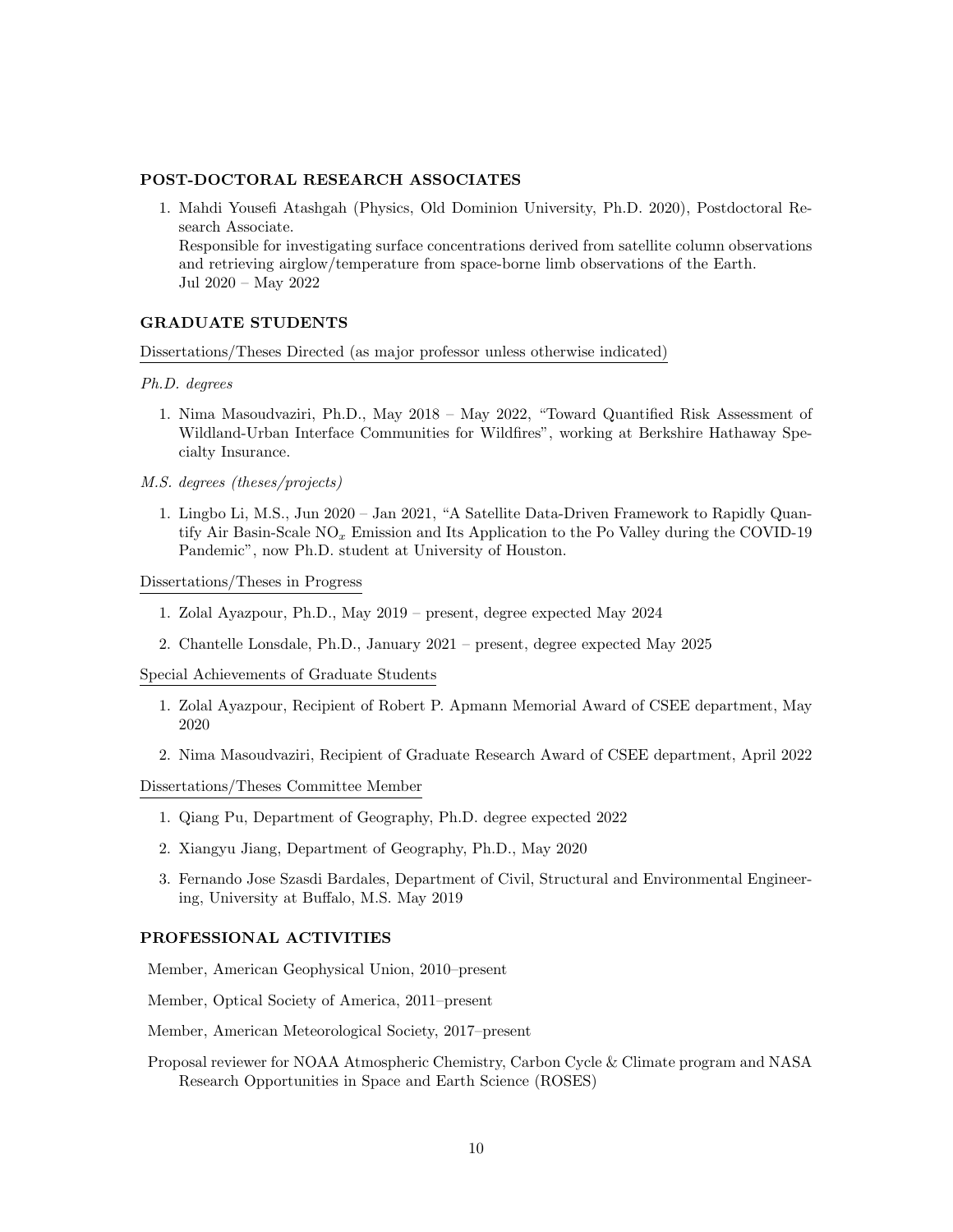## POST-DOCTORAL RESEARCH ASSOCIATES

1. Mahdi Yousefi Atashgah (Physics, Old Dominion University, Ph.D. 2020), Postdoctoral Research Associate.
   Responsible for investigating surface concentrations derived from satellite column observations and retrieving airglow/temperature from space-borne limb observations of the Earth.
   Jul 2020 – May 2022

## GRADUATE STUDENTS

Dissertations/Theses Directed (as major professor unless otherwise indicated)

*Ph.D. degrees*

1. Nima Masoudvaziri, Ph.D., May 2018 – May 2022, "Toward Quantified Risk Assessment of Wildland-Urban Interface Communities for Wildfires", working at Berkshire Hathaway Specialty Insurance.

*M.S. degrees (theses/projects)*

1. Lingbo Li, M.S., Jun 2020 – Jan 2021, "A Satellite Data-Driven Framework to Rapidly Quantify Air Basin-Scale $NO_x$ Emission and Its Application to the Po Valley during the COVID-19 Pandemic", now Ph.D. student at University of Houston.

Dissertations/Theses in Progress

1. Zolal Ayazpour, Ph.D., May 2019 – present, degree expected May 2024
2. Chantelle Lonsdale, Ph.D., January 2021 – present, degree expected May 2025

Special Achievements of Graduate Students

1. Zolal Ayazpour, Recipient of Robert P. Apmann Memorial Award of CSEE department, May 2020
2. Nima Masoudvaziri, Recipient of Graduate Research Award of CSEE department, April 2022

Dissertations/Theses Committee Member

1. Qiang Pu, Department of Geography, Ph.D. degree expected 2022
2. Xiangyu Jiang, Department of Geography, Ph.D., May 2020
3. Fernando Jose Szasdi Bardales, Department of Civil, Structural and Environmental Engineering, University at Buffalo, M.S. May 2019

## PROFESSIONAL ACTIVITIES

Member, American Geophysical Union, 2010–present

Member, Optical Society of America, 2011–present

Member, American Meteorological Society, 2017–present

Proposal reviewer for NOAA Atmospheric Chemistry, Carbon Cycle & Climate program and NASA Research Opportunities in Space and Earth Science (ROSES)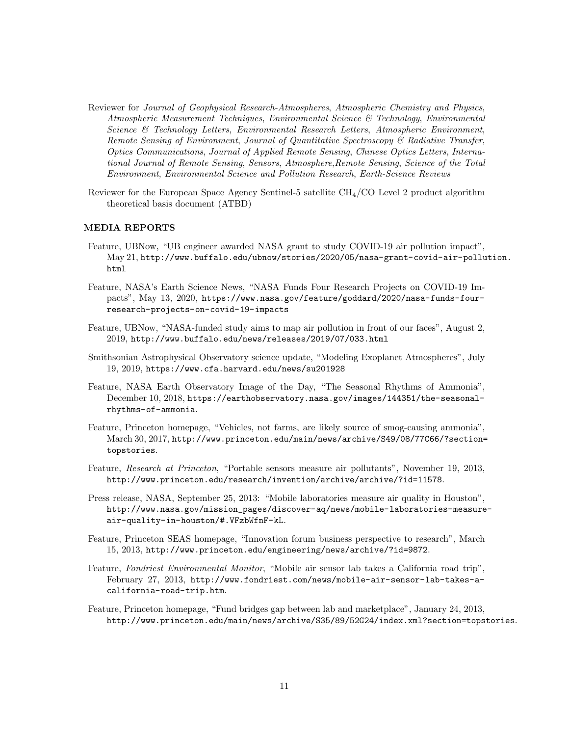Reviewer for *Journal of Geophysical Research-Atmospheres*, *Atmospheric Chemistry and Physics*, *Atmospheric Measurement Techniques*, *Environmental Science & Technology*, *Environmental Science & Technology Letters*, *Environmental Research Letters*, *Atmospheric Environment*, *Remote Sensing of Environment*, *Journal of Quantitative Spectroscopy & Radiative Transfer*, *Optics Communications*, *Journal of Applied Remote Sensing*, *Chinese Optics Letters*, *International Journal of Remote Sensing*, *Sensors*, *Atmosphere*,*Remote Sensing*, *Science of the Total Environment*, *Environmental Science and Pollution Research*, *Earth-Science Reviews*

Reviewer for the European Space Agency Sentinel-5 satellite $CH_4$/CO Level 2 product algorithm theoretical basis document (ATBD)

## MEDIA REPORTS

Feature, UBNow, "UB engineer awarded NASA grant to study COVID-19 air pollution impact", May 21, `http://www.buffalo.edu/ubnow/stories/2020/05/nasa-grant-covid-air-pollution.html`

Feature, NASA's Earth Science News, "NASA Funds Four Research Projects on COVID-19 Impacts", May 13, 2020, `https://www.nasa.gov/feature/goddard/2020/nasa-funds-four-research-projects-on-covid-19-impacts`

Feature, UBNow, "NASA-funded study aims to map air pollution in front of our faces", August 2, 2019, `http://www.buffalo.edu/news/releases/2019/07/033.html`

Smithsonian Astrophysical Observatory science update, "Modeling Exoplanet Atmospheres", July 19, 2019, `https://www.cfa.harvard.edu/news/su201928`

Feature, NASA Earth Observatory Image of the Day, "The Seasonal Rhythms of Ammonia", December 10, 2018, `https://earthobservatory.nasa.gov/images/144351/the-seasonal-rhythms-of-ammonia`.

Feature, Princeton homepage, "Vehicles, not farms, are likely source of smog-causing ammonia", March 30, 2017, `http://www.princeton.edu/main/news/archive/S49/08/77C66/?section=topstories`.

Feature, *Research at Princeton*, "Portable sensors measure air pollutants", November 19, 2013, `http://www.princeton.edu/research/invention/archive/archive/?id=11578`.

Press release, NASA, September 25, 2013: "Mobile laboratories measure air quality in Houston", `http://www.nasa.gov/mission_pages/discover-aq/news/mobile-laboratories-measure-air-quality-in-houston/#.VFzbWfnF-kL`.

Feature, Princeton SEAS homepage, "Innovation forum business perspective to research", March 15, 2013, `http://www.princeton.edu/engineering/news/archive/?id=9872`.

Feature, *Fondriest Environmental Monitor*, "Mobile air sensor lab takes a California road trip", February 27, 2013, `http://www.fondriest.com/news/mobile-air-sensor-lab-takes-a-california-road-trip.htm`.

Feature, Princeton homepage, "Fund bridges gap between lab and marketplace", January 24, 2013, `http://www.princeton.edu/main/news/archive/S35/89/52G24/index.xml?section=topstories`.